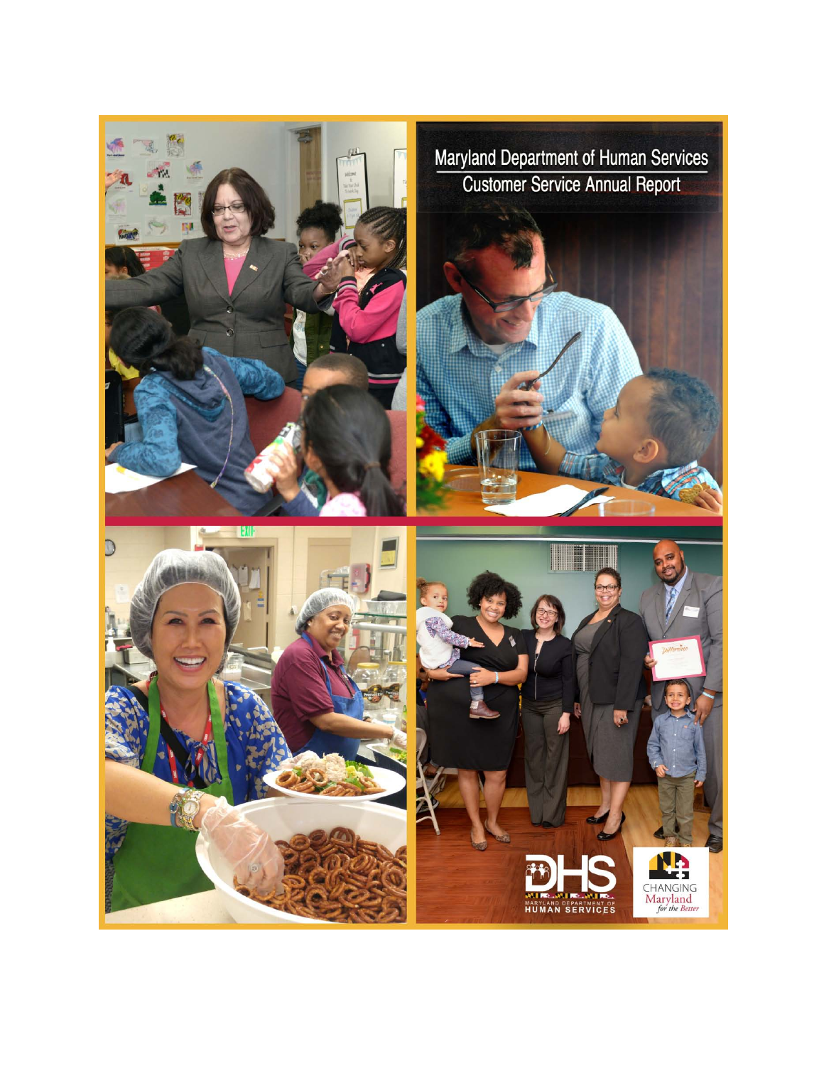# Maryland Department of Human Services
## Customer Service Annual Report

DHS
MARYLAND DEPARTMENT OF HUMAN SERVICES

CHANGING Maryland *for the Better*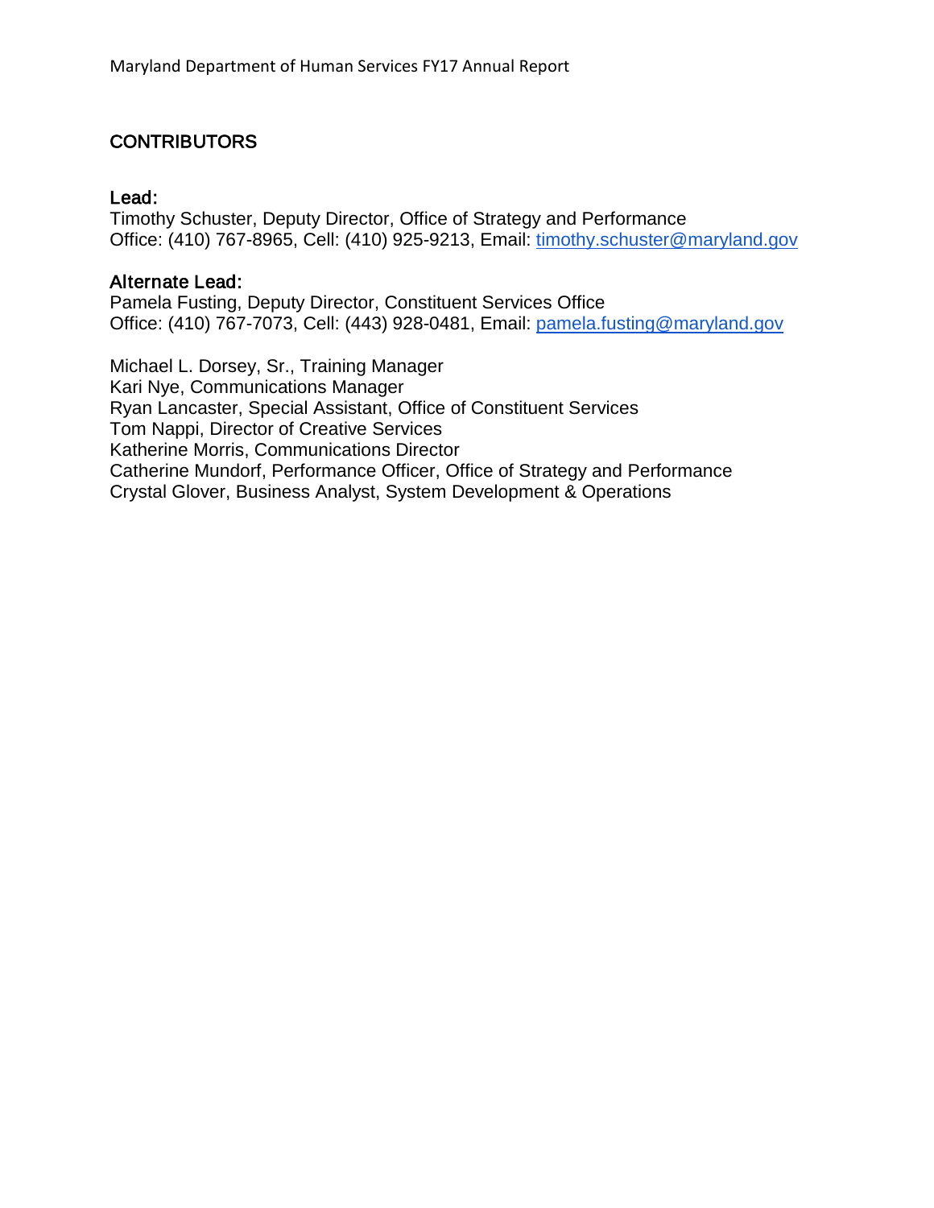## CONTRIBUTORS

### Lead:

Timothy Schuster, Deputy Director, Office of Strategy and Performance
Office: (410) 767-8965, Cell: (410) 925-9213, Email: timothy.schuster@maryland.gov

### Alternate Lead:

Pamela Fusting, Deputy Director, Constituent Services Office
Office: (410) 767-7073, Cell: (443) 928-0481, Email: pamela.fusting@maryland.gov

Michael L. Dorsey, Sr., Training Manager
Kari Nye, Communications Manager
Ryan Lancaster, Special Assistant, Office of Constituent Services
Tom Nappi, Director of Creative Services
Katherine Morris, Communications Director
Catherine Mundorf, Performance Officer, Office of Strategy and Performance
Crystal Glover, Business Analyst, System Development & Operations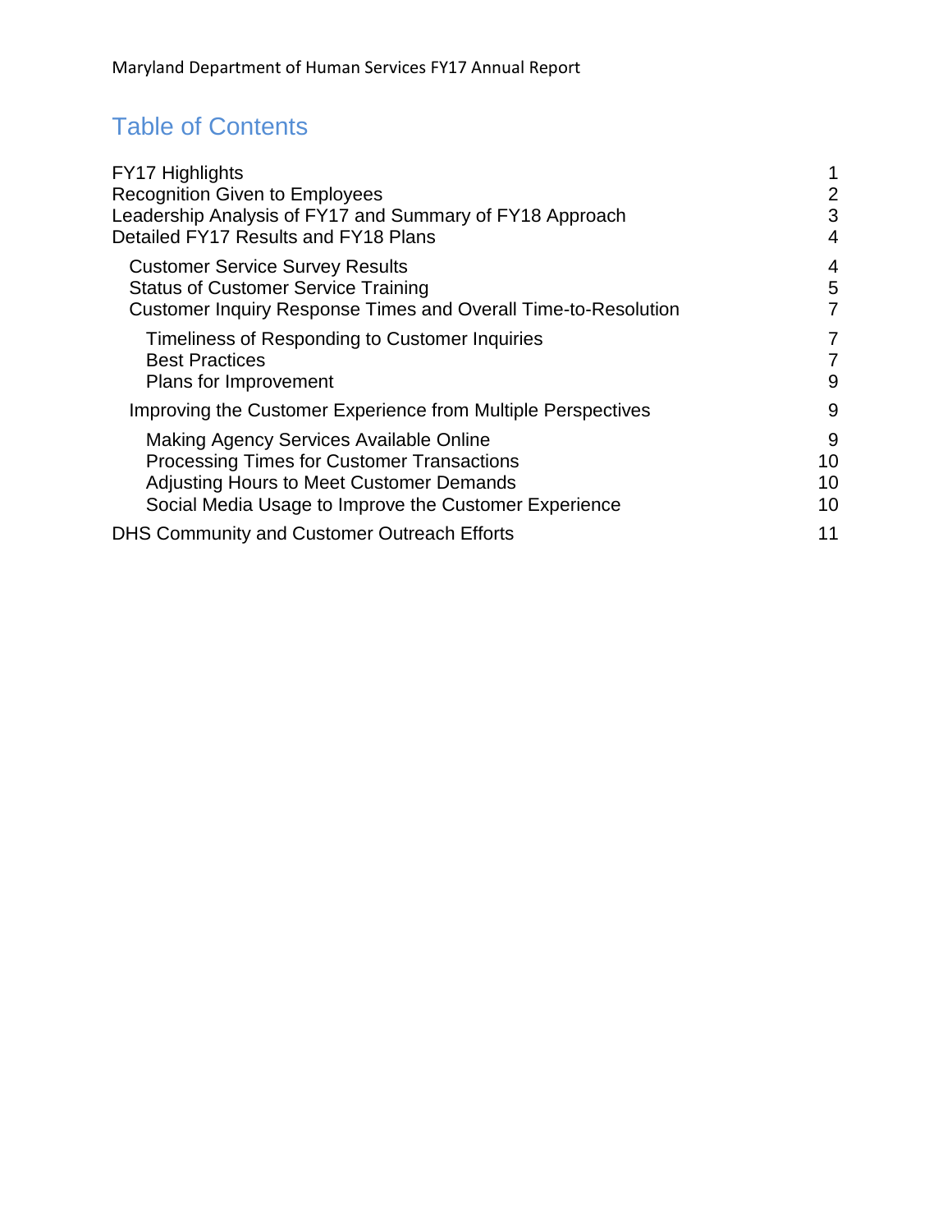## Table of Contents

FY17 Highlights 1
Recognition Given to Employees 2
Leadership Analysis of FY17 and Summary of FY18 Approach 3
Detailed FY17 Results and FY18 Plans 4

- Customer Service Survey Results 4
- Status of Customer Service Training 5
- Customer Inquiry Response Times and Overall Time-to-Resolution 7
  - Timeliness of Responding to Customer Inquiries 7
  - Best Practices 7
  - Plans for Improvement 9
- Improving the Customer Experience from Multiple Perspectives 9
  - Making Agency Services Available Online 9
  - Processing Times for Customer Transactions 10
  - Adjusting Hours to Meet Customer Demands 10
  - Social Media Usage to Improve the Customer Experience 10

DHS Community and Customer Outreach Efforts 11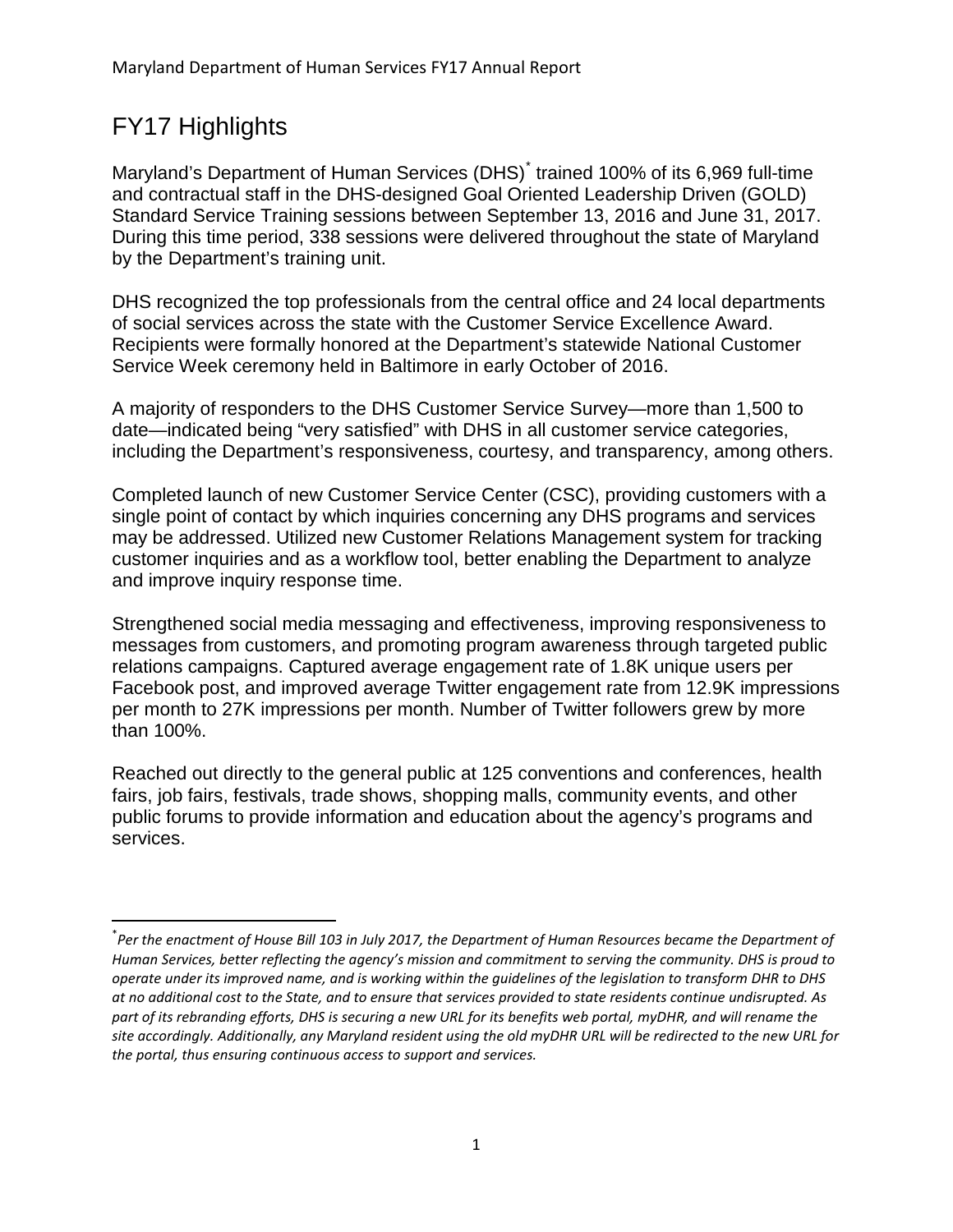# FY17 Highlights

Maryland's Department of Human Services (DHS)[*] trained 100% of its 6,969 full-time and contractual staff in the DHS-designed Goal Oriented Leadership Driven (GOLD) Standard Service Training sessions between September 13, 2016 and June 31, 2017. During this time period, 338 sessions were delivered throughout the state of Maryland by the Department's training unit.

DHS recognized the top professionals from the central office and 24 local departments of social services across the state with the Customer Service Excellence Award. Recipients were formally honored at the Department's statewide National Customer Service Week ceremony held in Baltimore in early October of 2016.

A majority of responders to the DHS Customer Service Survey—more than 1,500 to date—indicated being "very satisfied" with DHS in all customer service categories, including the Department's responsiveness, courtesy, and transparency, among others.

Completed launch of new Customer Service Center (CSC), providing customers with a single point of contact by which inquiries concerning any DHS programs and services may be addressed. Utilized new Customer Relations Management system for tracking customer inquiries and as a workflow tool, better enabling the Department to analyze and improve inquiry response time.

Strengthened social media messaging and effectiveness, improving responsiveness to messages from customers, and promoting program awareness through targeted public relations campaigns. Captured average engagement rate of 1.8K unique users per Facebook post, and improved average Twitter engagement rate from 12.9K impressions per month to 27K impressions per month. Number of Twitter followers grew by more than 100%.

Reached out directly to the general public at 125 conventions and conferences, health fairs, job fairs, festivals, trade shows, shopping malls, community events, and other public forums to provide information and education about the agency's programs and services.

---

[*] *Per the enactment of House Bill 103 in July 2017, the Department of Human Resources became the Department of Human Services, better reflecting the agency's mission and commitment to serving the community. DHS is proud to operate under its improved name, and is working within the guidelines of the legislation to transform DHR to DHS at no additional cost to the State, and to ensure that services provided to state residents continue undisrupted. As part of its rebranding efforts, DHS is securing a new URL for its benefits web portal, myDHR, and will rename the site accordingly. Additionally, any Maryland resident using the old myDHR URL will be redirected to the new URL for the portal, thus ensuring continuous access to support and services.*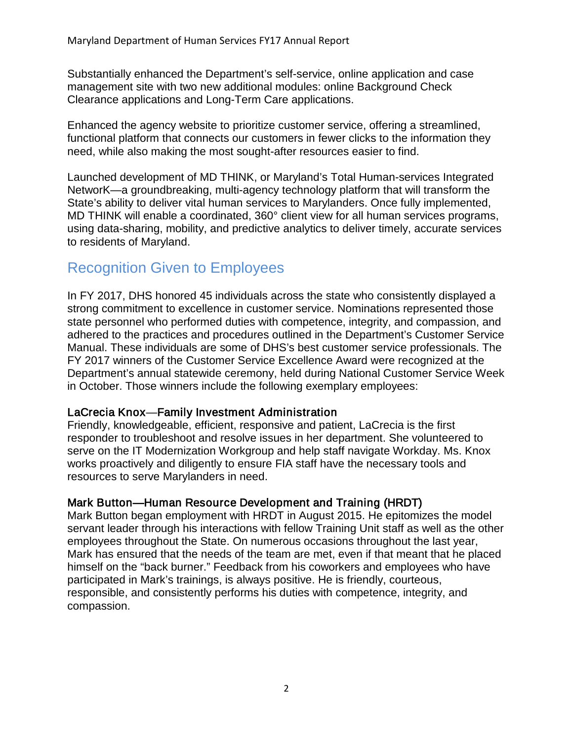Substantially enhanced the Department's self-service, online application and case management site with two new additional modules: online Background Check Clearance applications and Long-Term Care applications.

Enhanced the agency website to prioritize customer service, offering a streamlined, functional platform that connects our customers in fewer clicks to the information they need, while also making the most sought-after resources easier to find.

Launched development of MD THINK, or Maryland's Total Human-services Integrated NetworK—a groundbreaking, multi-agency technology platform that will transform the State's ability to deliver vital human services to Marylanders. Once fully implemented, MD THINK will enable a coordinated, 360° client view for all human services programs, using data-sharing, mobility, and predictive analytics to deliver timely, accurate services to residents of Maryland.

## Recognition Given to Employees

In FY 2017, DHS honored 45 individuals across the state who consistently displayed a strong commitment to excellence in customer service. Nominations represented those state personnel who performed duties with competence, integrity, and compassion, and adhered to the practices and procedures outlined in the Department's Customer Service Manual. These individuals are some of DHS's best customer service professionals. The FY 2017 winners of the Customer Service Excellence Award were recognized at the Department's annual statewide ceremony, held during National Customer Service Week in October. Those winners include the following exemplary employees:

### LaCrecia Knox—Family Investment Administration

Friendly, knowledgeable, efficient, responsive and patient, LaCrecia is the first responder to troubleshoot and resolve issues in her department. She volunteered to serve on the IT Modernization Workgroup and help staff navigate Workday. Ms. Knox works proactively and diligently to ensure FIA staff have the necessary tools and resources to serve Marylanders in need.

### Mark Button—Human Resource Development and Training (HRDT)

Mark Button began employment with HRDT in August 2015. He epitomizes the model servant leader through his interactions with fellow Training Unit staff as well as the other employees throughout the State. On numerous occasions throughout the last year, Mark has ensured that the needs of the team are met, even if that meant that he placed himself on the "back burner." Feedback from his coworkers and employees who have participated in Mark's trainings, is always positive. He is friendly, courteous, responsible, and consistently performs his duties with competence, integrity, and compassion.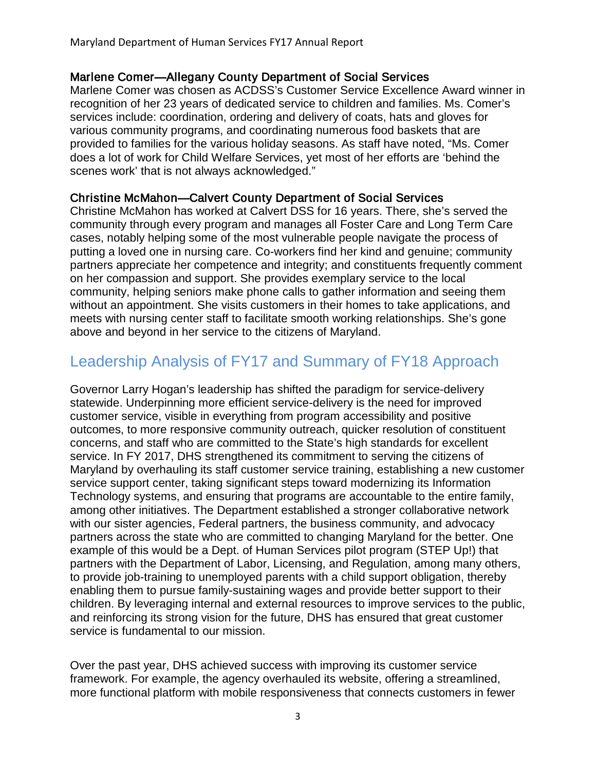### Marlene Comer—Allegany County Department of Social Services

Marlene Comer was chosen as ACDSS's Customer Service Excellence Award winner in recognition of her 23 years of dedicated service to children and families. Ms. Comer's services include: coordination, ordering and delivery of coats, hats and gloves for various community programs, and coordinating numerous food baskets that are provided to families for the various holiday seasons. As staff have noted, "Ms. Comer does a lot of work for Child Welfare Services, yet most of her efforts are 'behind the scenes work' that is not always acknowledged."

### Christine McMahon—Calvert County Department of Social Services

Christine McMahon has worked at Calvert DSS for 16 years. There, she's served the community through every program and manages all Foster Care and Long Term Care cases, notably helping some of the most vulnerable people navigate the process of putting a loved one in nursing care. Co-workers find her kind and genuine; community partners appreciate her competence and integrity; and constituents frequently comment on her compassion and support. She provides exemplary service to the local community, helping seniors make phone calls to gather information and seeing them without an appointment. She visits customers in their homes to take applications, and meets with nursing center staff to facilitate smooth working relationships. She's gone above and beyond in her service to the citizens of Maryland.

## Leadership Analysis of FY17 and Summary of FY18 Approach

Governor Larry Hogan's leadership has shifted the paradigm for service-delivery statewide. Underpinning more efficient service-delivery is the need for improved customer service, visible in everything from program accessibility and positive outcomes, to more responsive community outreach, quicker resolution of constituent concerns, and staff who are committed to the State's high standards for excellent service. In FY 2017, DHS strengthened its commitment to serving the citizens of Maryland by overhauling its staff customer service training, establishing a new customer service support center, taking significant steps toward modernizing its Information Technology systems, and ensuring that programs are accountable to the entire family, among other initiatives. The Department established a stronger collaborative network with our sister agencies, Federal partners, the business community, and advocacy partners across the state who are committed to changing Maryland for the better. One example of this would be a Dept. of Human Services pilot program (STEP Up!) that partners with the Department of Labor, Licensing, and Regulation, among many others, to provide job-training to unemployed parents with a child support obligation, thereby enabling them to pursue family-sustaining wages and provide better support to their children. By leveraging internal and external resources to improve services to the public, and reinforcing its strong vision for the future, DHS has ensured that great customer service is fundamental to our mission.

Over the past year, DHS achieved success with improving its customer service framework. For example, the agency overhauled its website, offering a streamlined, more functional platform with mobile responsiveness that connects customers in fewer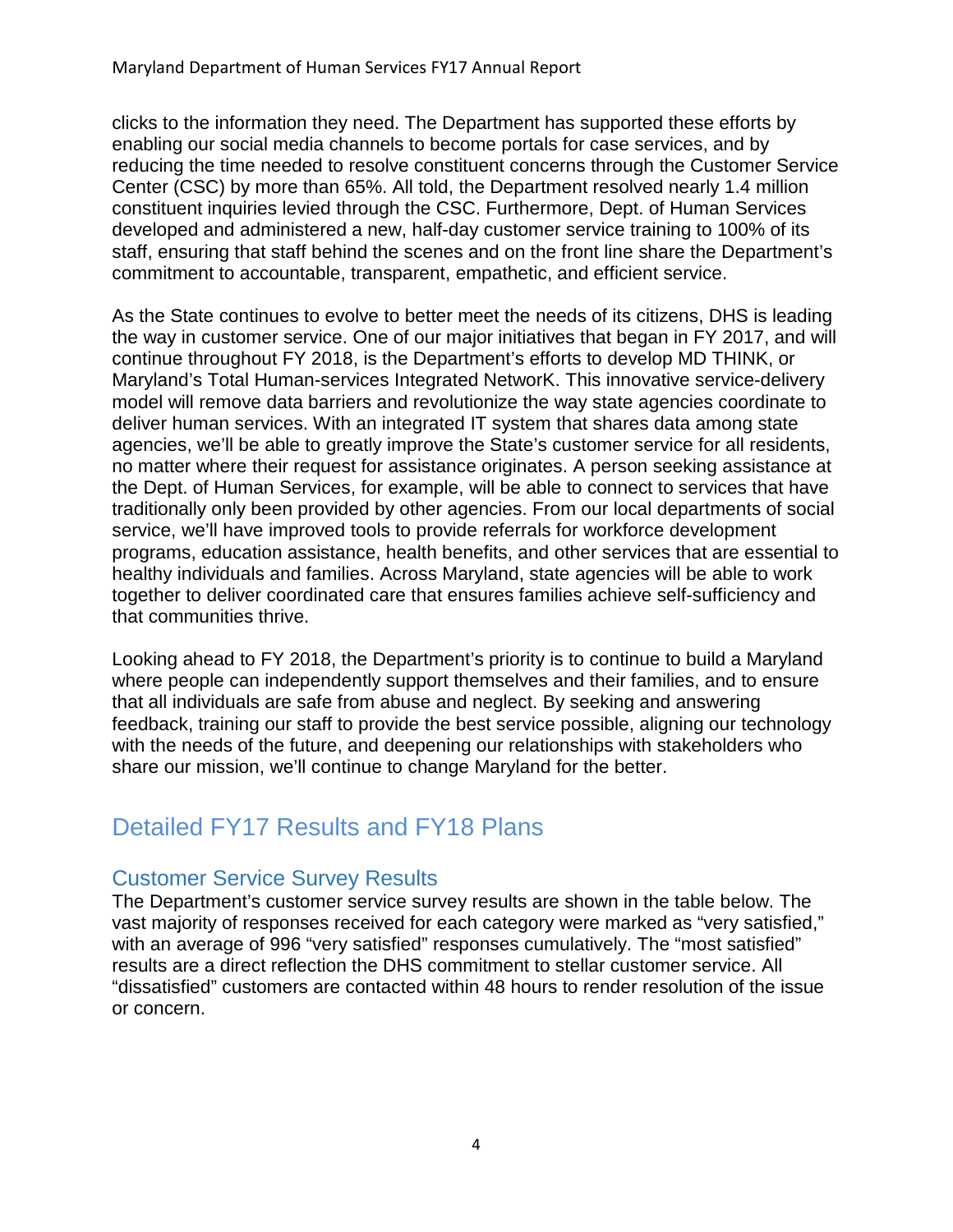clicks to the information they need. The Department has supported these efforts by enabling our social media channels to become portals for case services, and by reducing the time needed to resolve constituent concerns through the Customer Service Center (CSC) by more than 65%. All told, the Department resolved nearly 1.4 million constituent inquiries levied through the CSC. Furthermore, Dept. of Human Services developed and administered a new, half-day customer service training to 100% of its staff, ensuring that staff behind the scenes and on the front line share the Department's commitment to accountable, transparent, empathetic, and efficient service.

As the State continues to evolve to better meet the needs of its citizens, DHS is leading the way in customer service. One of our major initiatives that began in FY 2017, and will continue throughout FY 2018, is the Department's efforts to develop MD THINK, or Maryland's Total Human-services Integrated NetworK. This innovative service-delivery model will remove data barriers and revolutionize the way state agencies coordinate to deliver human services. With an integrated IT system that shares data among state agencies, we'll be able to greatly improve the State's customer service for all residents, no matter where their request for assistance originates. A person seeking assistance at the Dept. of Human Services, for example, will be able to connect to services that have traditionally only been provided by other agencies. From our local departments of social service, we'll have improved tools to provide referrals for workforce development programs, education assistance, health benefits, and other services that are essential to healthy individuals and families. Across Maryland, state agencies will be able to work together to deliver coordinated care that ensures families achieve self-sufficiency and that communities thrive.

Looking ahead to FY 2018, the Department's priority is to continue to build a Maryland where people can independently support themselves and their families, and to ensure that all individuals are safe from abuse and neglect. By seeking and answering feedback, training our staff to provide the best service possible, aligning our technology with the needs of the future, and deepening our relationships with stakeholders who share our mission, we'll continue to change Maryland for the better.

## Detailed FY17 Results and FY18 Plans

### Customer Service Survey Results

The Department's customer service survey results are shown in the table below. The vast majority of responses received for each category were marked as "very satisfied," with an average of 996 "very satisfied" responses cumulatively. The "most satisfied" results are a direct reflection the DHS commitment to stellar customer service. All "dissatisfied" customers are contacted within 48 hours to render resolution of the issue or concern.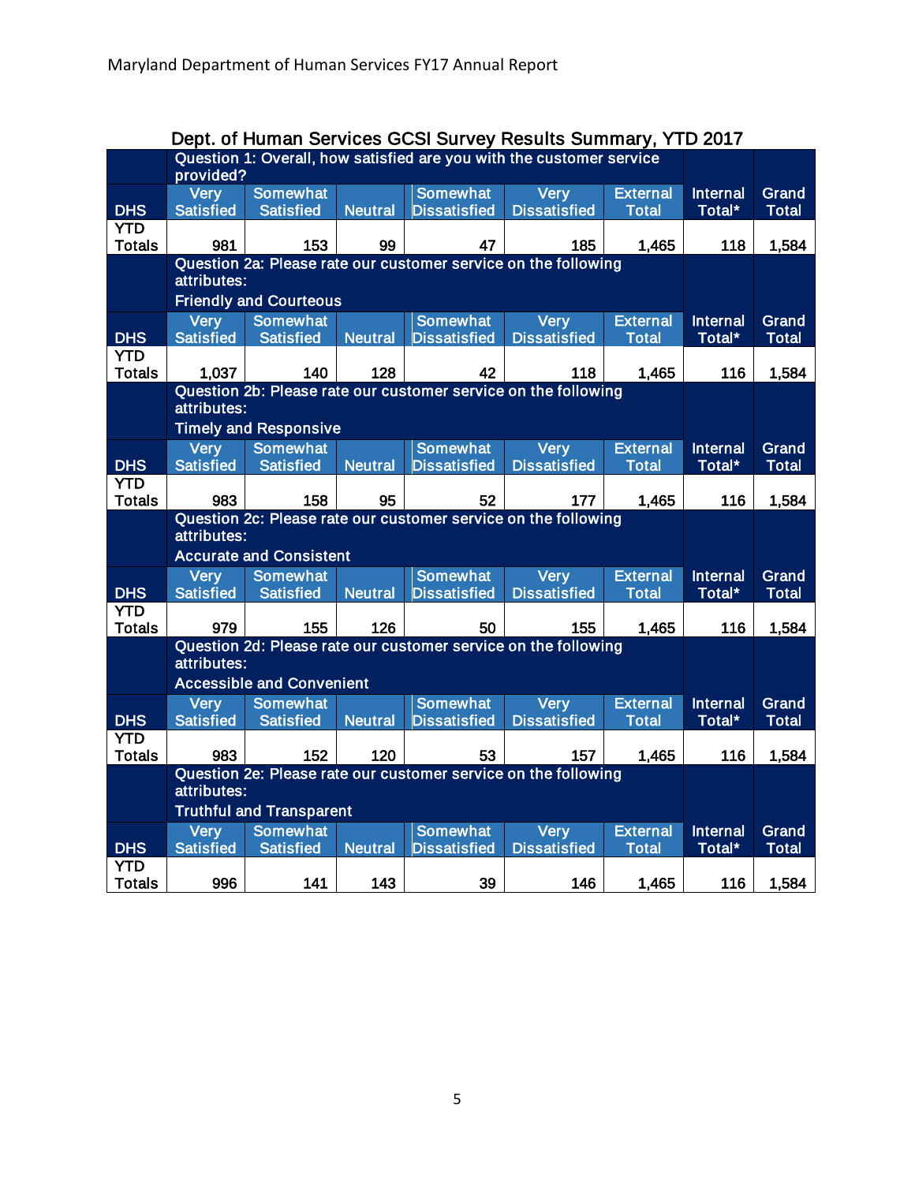## Dept. of Human Services GCSI Survey Results Summary, YTD 2017

| | Question 1: Overall, how satisfied are you with the customer service provided? | | | | | | | |
|---|---|---|---|---|---|---|---|---|
| DHS | Very Satisfied | Somewhat Satisfied | Neutral | Somewhat Dissatisfied | Very Dissatisfied | External Total | Internal Total* | Grand Total |
| YTD Totals | 981 | 153 | 99 | 47 | 185 | 1,465 | 118 | 1,584 |
| | **Question 2a: Please rate our customer service on the following attributes: Friendly and Courteous** | | | | | | | |
| DHS | Very Satisfied | Somewhat Satisfied | Neutral | Somewhat Dissatisfied | Very Dissatisfied | External Total | Internal Total* | Grand Total |
| YTD Totals | 1,037 | 140 | 128 | 42 | 118 | 1,465 | 116 | 1,584 |
| | **Question 2b: Please rate our customer service on the following attributes: Timely and Responsive** | | | | | | | |
| DHS | Very Satisfied | Somewhat Satisfied | Neutral | Somewhat Dissatisfied | Very Dissatisfied | External Total | Internal Total* | Grand Total |
| YTD Totals | 983 | 158 | 95 | 52 | 177 | 1,465 | 116 | 1,584 |
| | **Question 2c: Please rate our customer service on the following attributes: Accurate and Consistent** | | | | | | | |
| DHS | Very Satisfied | Somewhat Satisfied | Neutral | Somewhat Dissatisfied | Very Dissatisfied | External Total | Internal Total* | Grand Total |
| YTD Totals | 979 | 155 | 126 | 50 | 155 | 1,465 | 116 | 1,584 |
| | **Question 2d: Please rate our customer service on the following attributes: Accessible and Convenient** | | | | | | | |
| DHS | Very Satisfied | Somewhat Satisfied | Neutral | Somewhat Dissatisfied | Very Dissatisfied | External Total | Internal Total* | Grand Total |
| YTD Totals | 983 | 152 | 120 | 53 | 157 | 1,465 | 116 | 1,584 |
| | **Question 2e: Please rate our customer service on the following attributes: Truthful and Transparent** | | | | | | | |
| DHS | Very Satisfied | Somewhat Satisfied | Neutral | Somewhat Dissatisfied | Very Dissatisfied | External Total | Internal Total* | Grand Total |
| YTD Totals | 996 | 141 | 143 | 39 | 146 | 1,465 | 116 | 1,584 |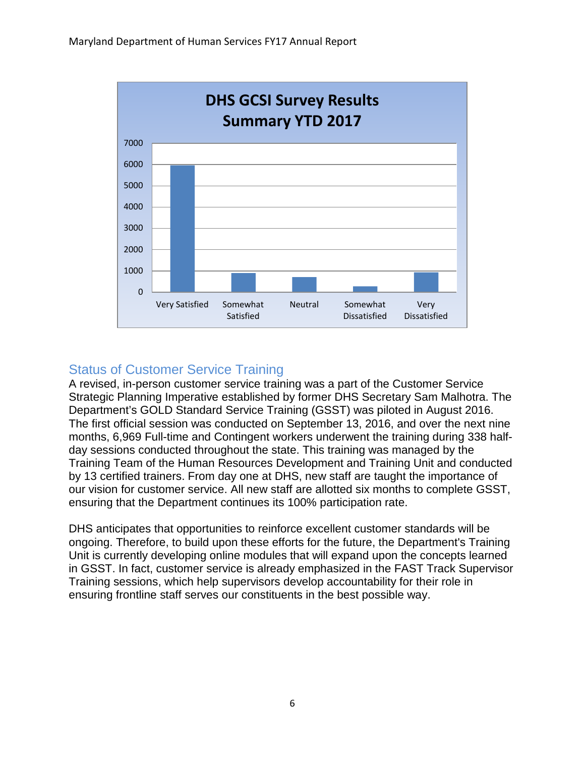**DHS GCSI Survey Results Summary YTD 2017**

## Status of Customer Service Training

A revised, in-person customer service training was a part of the Customer Service Strategic Planning Imperative established by former DHS Secretary Sam Malhotra. The Department's GOLD Standard Service Training (GSST) was piloted in August 2016. The first official session was conducted on September 13, 2016, and over the next nine months, 6,969 Full-time and Contingent workers underwent the training during 338 half-day sessions conducted throughout the state. This training was managed by the Training Team of the Human Resources Development and Training Unit and conducted by 13 certified trainers. From day one at DHS, new staff are taught the importance of our vision for customer service. All new staff are allotted six months to complete GSST, ensuring that the Department continues its 100% participation rate.

DHS anticipates that opportunities to reinforce excellent customer standards will be ongoing. Therefore, to build upon these efforts for the future, the Department's Training Unit is currently developing online modules that will expand upon the concepts learned in GSST. In fact, customer service is already emphasized in the FAST Track Supervisor Training sessions, which help supervisors develop accountability for their role in ensuring frontline staff serves our constituents in the best possible way.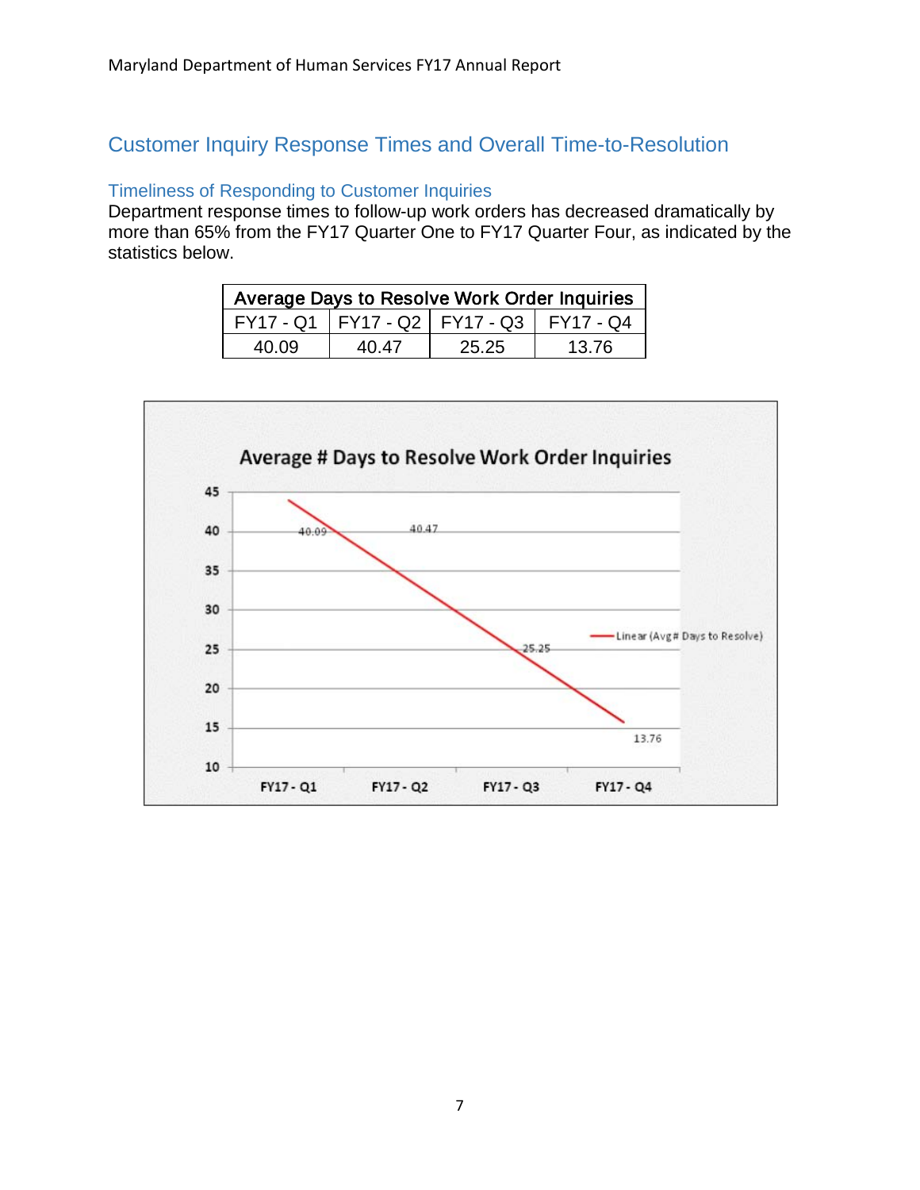## Customer Inquiry Response Times and Overall Time-to-Resolution

### Timeliness of Responding to Customer Inquiries

Department response times to follow-up work orders has decreased dramatically by more than 65% from the FY17 Quarter One to FY17 Quarter Four, as indicated by the statistics below.

| Average Days to Resolve Work Order Inquiries | | | |
|---|---|---|---|
| FY17 - Q1 | FY17 - Q2 | FY17 - Q3 | FY17 - Q4 |
| 40.09 | 40.47 | 25.25 | 13.76 |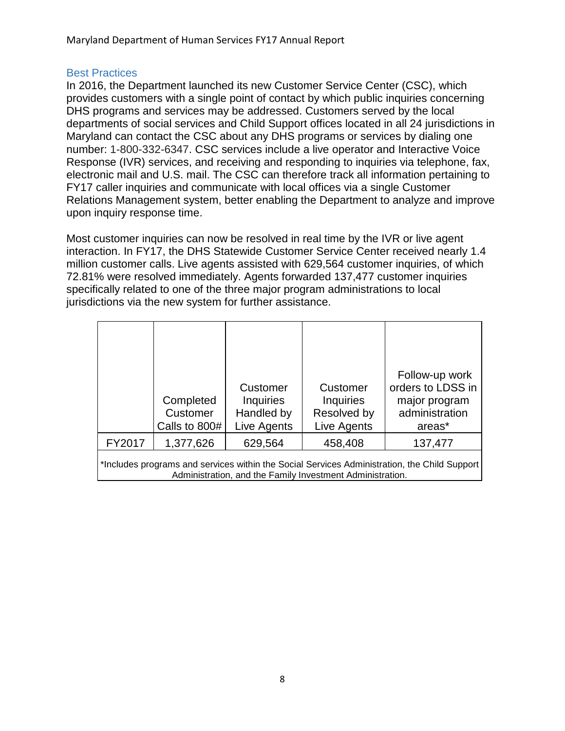## Best Practices

In 2016, the Department launched its new Customer Service Center (CSC), which provides customers with a single point of contact by which public inquiries concerning DHS programs and services may be addressed. Customers served by the local departments of social services and Child Support offices located in all 24 jurisdictions in Maryland can contact the CSC about any DHS programs or services by dialing one number: 1-800-332-6347. CSC services include a live operator and Interactive Voice Response (IVR) services, and receiving and responding to inquiries via telephone, fax, electronic mail and U.S. mail. The CSC can therefore track all information pertaining to FY17 caller inquiries and communicate with local offices via a single Customer Relations Management system, better enabling the Department to analyze and improve upon inquiry response time.

Most customer inquiries can now be resolved in real time by the IVR or live agent interaction. In FY17, the DHS Statewide Customer Service Center received nearly 1.4 million customer calls. Live agents assisted with 629,564 customer inquiries, of which 72.81% were resolved immediately. Agents forwarded 137,477 customer inquiries specifically related to one of the three major program administrations to local jurisdictions via the new system for further assistance.

| | Completed Customer Calls to 800# | Customer Inquiries Handled by Live Agents | Customer Inquiries Resolved by Live Agents | Follow-up work orders to LDSS in major program administration areas* |
|---|---|---|---|---|
| FY2017 | 1,377,626 | 629,564 | 458,408 | 137,477 |

*Includes programs and services within the Social Services Administration, the Child Support Administration, and the Family Investment Administration.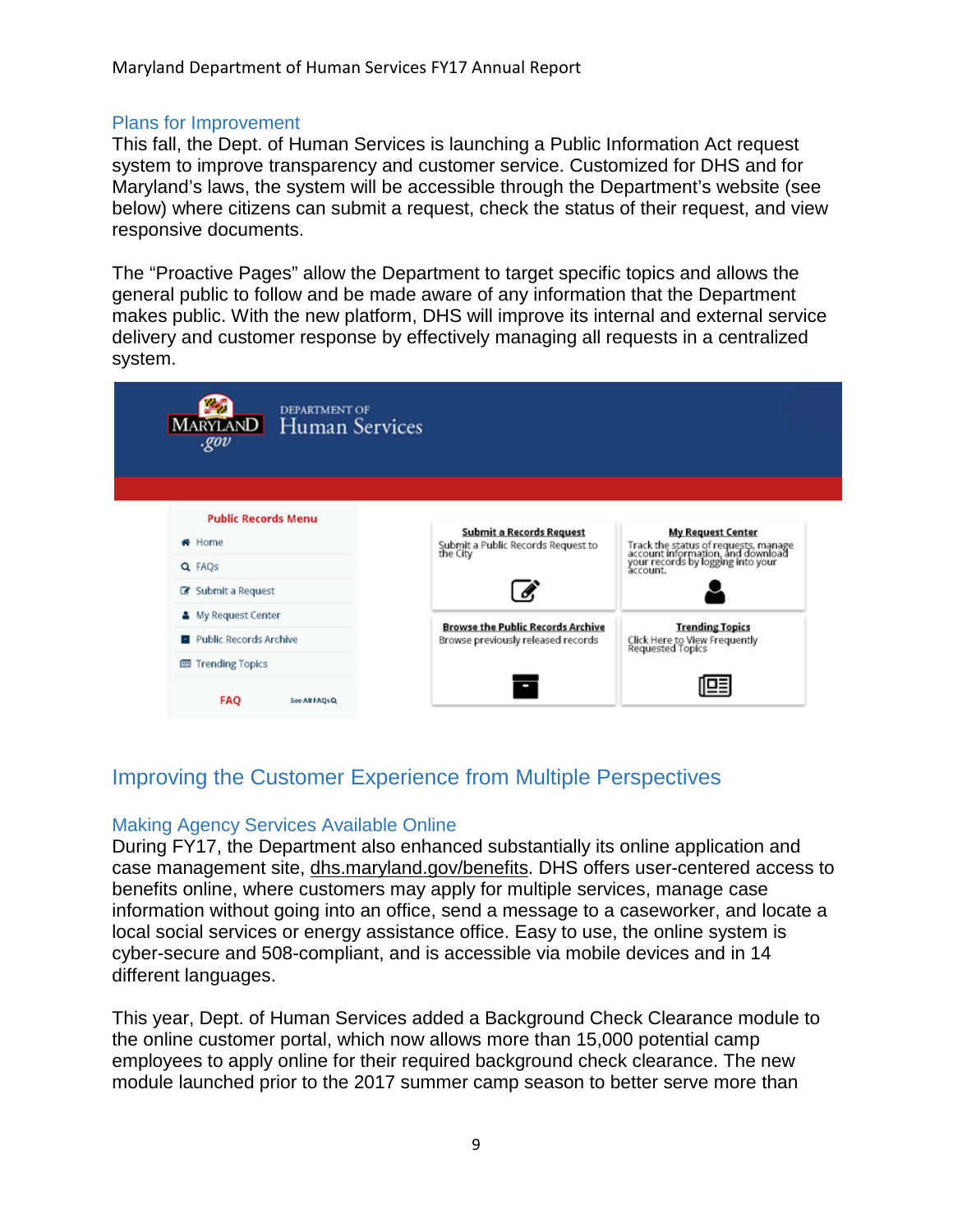## Plans for Improvement

This fall, the Dept. of Human Services is launching a Public Information Act request system to improve transparency and customer service. Customized for DHS and for Maryland's laws, the system will be accessible through the Department's website (see below) where citizens can submit a request, check the status of their request, and view responsive documents.

The "Proactive Pages" allow the Department to target specific topics and allows the general public to follow and be made aware of any information that the Department makes public. With the new platform, DHS will improve its internal and external service delivery and customer response by effectively managing all requests in a centralized system.

# Improving the Customer Experience from Multiple Perspectives

## Making Agency Services Available Online

During FY17, the Department also enhanced substantially its online application and case management site, dhs.maryland.gov/benefits. DHS offers user-centered access to benefits online, where customers may apply for multiple services, manage case information without going into an office, send a message to a caseworker, and locate a local social services or energy assistance office. Easy to use, the online system is cyber-secure and 508-compliant, and is accessible via mobile devices and in 14 different languages.

This year, Dept. of Human Services added a Background Check Clearance module to the online customer portal, which now allows more than 15,000 potential camp employees to apply online for their required background check clearance. The new module launched prior to the 2017 summer camp season to better serve more than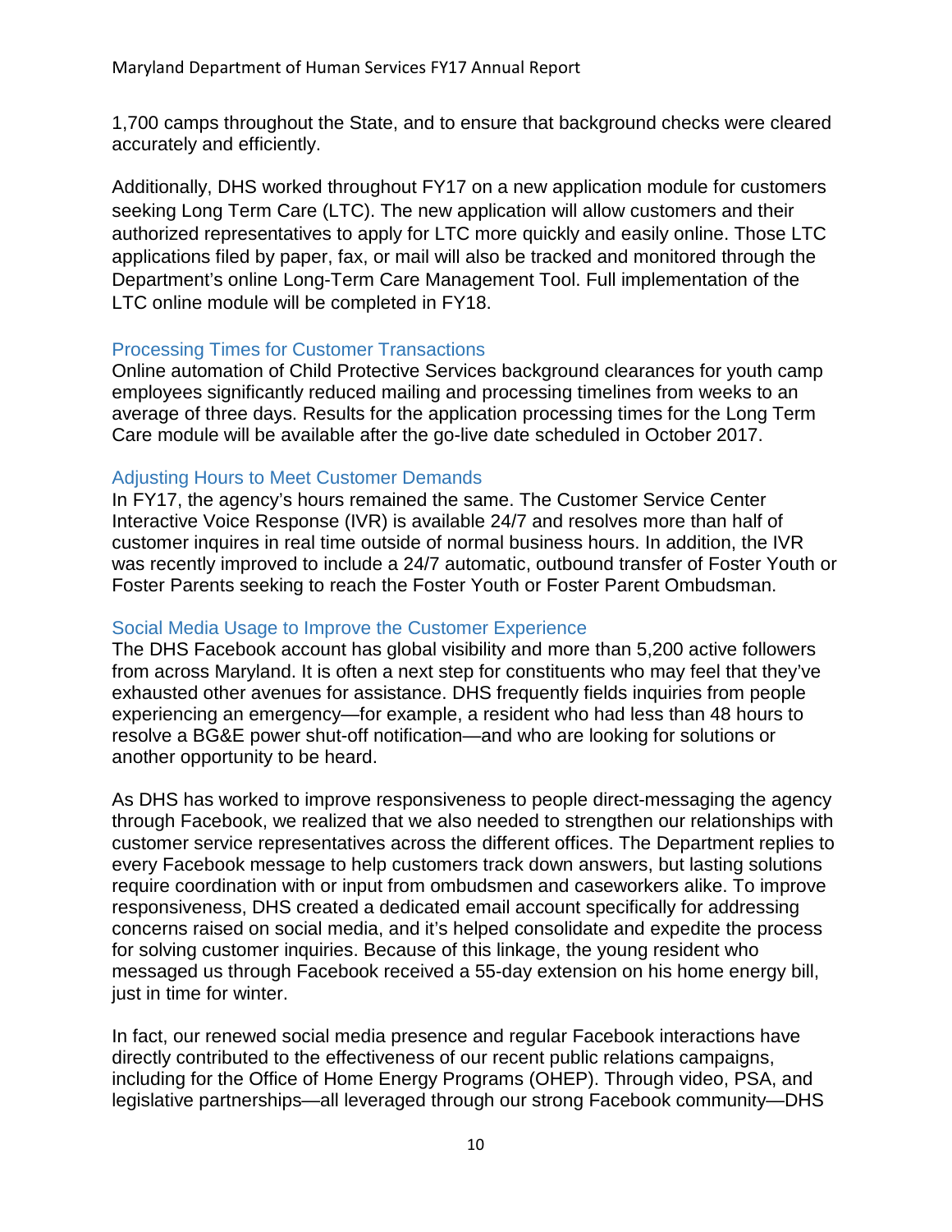1,700 camps throughout the State, and to ensure that background checks were cleared accurately and efficiently.

Additionally, DHS worked throughout FY17 on a new application module for customers seeking Long Term Care (LTC). The new application will allow customers and their authorized representatives to apply for LTC more quickly and easily online. Those LTC applications filed by paper, fax, or mail will also be tracked and monitored through the Department's online Long-Term Care Management Tool. Full implementation of the LTC online module will be completed in FY18.

### Processing Times for Customer Transactions

Online automation of Child Protective Services background clearances for youth camp employees significantly reduced mailing and processing timelines from weeks to an average of three days. Results for the application processing times for the Long Term Care module will be available after the go-live date scheduled in October 2017.

### Adjusting Hours to Meet Customer Demands

In FY17, the agency's hours remained the same. The Customer Service Center Interactive Voice Response (IVR) is available 24/7 and resolves more than half of customer inquires in real time outside of normal business hours. In addition, the IVR was recently improved to include a 24/7 automatic, outbound transfer of Foster Youth or Foster Parents seeking to reach the Foster Youth or Foster Parent Ombudsman.

### Social Media Usage to Improve the Customer Experience

The DHS Facebook account has global visibility and more than 5,200 active followers from across Maryland. It is often a next step for constituents who may feel that they've exhausted other avenues for assistance. DHS frequently fields inquiries from people experiencing an emergency—for example, a resident who had less than 48 hours to resolve a BG&E power shut-off notification—and who are looking for solutions or another opportunity to be heard.

As DHS has worked to improve responsiveness to people direct-messaging the agency through Facebook, we realized that we also needed to strengthen our relationships with customer service representatives across the different offices. The Department replies to every Facebook message to help customers track down answers, but lasting solutions require coordination with or input from ombudsmen and caseworkers alike. To improve responsiveness, DHS created a dedicated email account specifically for addressing concerns raised on social media, and it's helped consolidate and expedite the process for solving customer inquiries. Because of this linkage, the young resident who messaged us through Facebook received a 55-day extension on his home energy bill, just in time for winter.

In fact, our renewed social media presence and regular Facebook interactions have directly contributed to the effectiveness of our recent public relations campaigns, including for the Office of Home Energy Programs (OHEP). Through video, PSA, and legislative partnerships—all leveraged through our strong Facebook community—DHS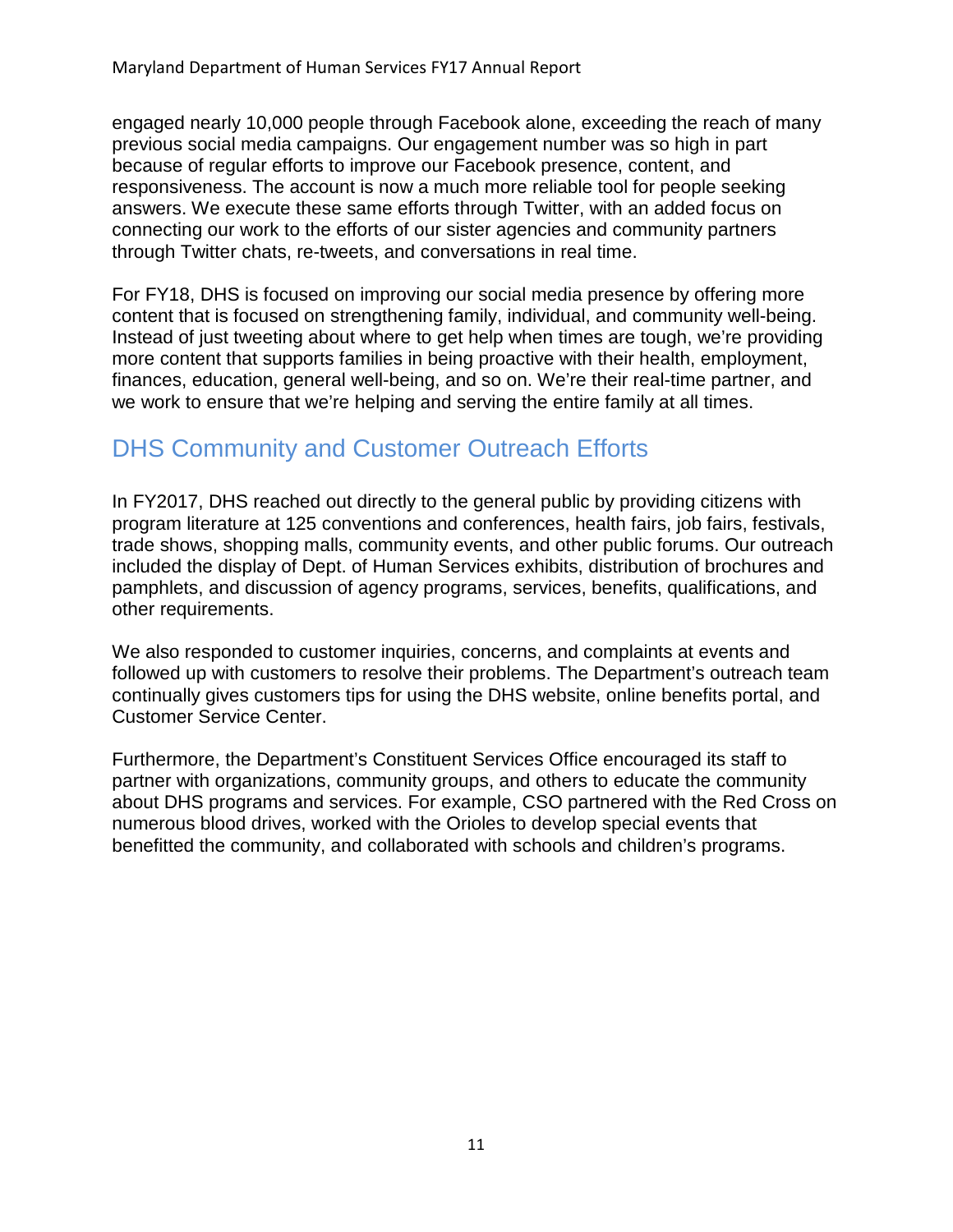engaged nearly 10,000 people through Facebook alone, exceeding the reach of many previous social media campaigns. Our engagement number was so high in part because of regular efforts to improve our Facebook presence, content, and responsiveness. The account is now a much more reliable tool for people seeking answers. We execute these same efforts through Twitter, with an added focus on connecting our work to the efforts of our sister agencies and community partners through Twitter chats, re-tweets, and conversations in real time.

For FY18, DHS is focused on improving our social media presence by offering more content that is focused on strengthening family, individual, and community well-being. Instead of just tweeting about where to get help when times are tough, we're providing more content that supports families in being proactive with their health, employment, finances, education, general well-being, and so on. We're their real-time partner, and we work to ensure that we're helping and serving the entire family at all times.

## DHS Community and Customer Outreach Efforts

In FY2017, DHS reached out directly to the general public by providing citizens with program literature at 125 conventions and conferences, health fairs, job fairs, festivals, trade shows, shopping malls, community events, and other public forums. Our outreach included the display of Dept. of Human Services exhibits, distribution of brochures and pamphlets, and discussion of agency programs, services, benefits, qualifications, and other requirements.

We also responded to customer inquiries, concerns, and complaints at events and followed up with customers to resolve their problems. The Department's outreach team continually gives customers tips for using the DHS website, online benefits portal, and Customer Service Center.

Furthermore, the Department's Constituent Services Office encouraged its staff to partner with organizations, community groups, and others to educate the community about DHS programs and services. For example, CSO partnered with the Red Cross on numerous blood drives, worked with the Orioles to develop special events that benefitted the community, and collaborated with schools and children's programs.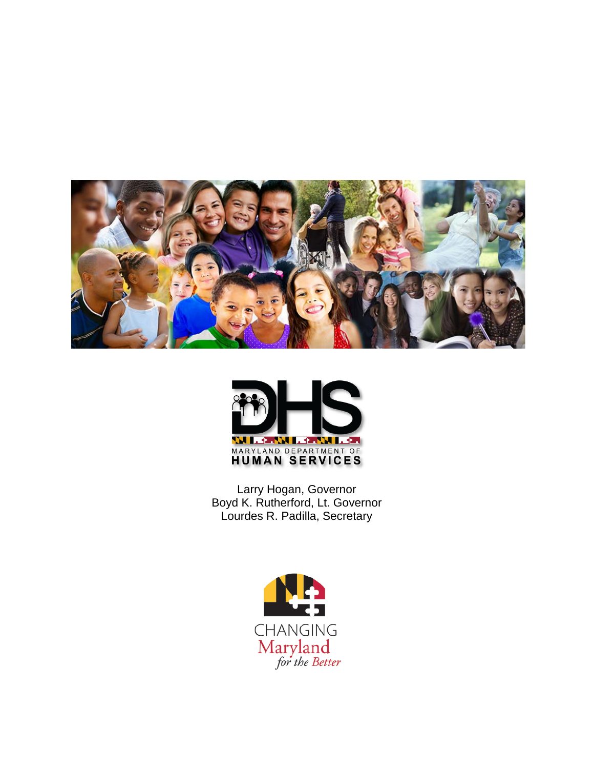MARYLAND DEPARTMENT OF
HUMAN SERVICES

Larry Hogan, Governor
Boyd K. Rutherford, Lt. Governor
Lourdes R. Padilla, Secretary

CHANGING
Maryland
*for the Better*